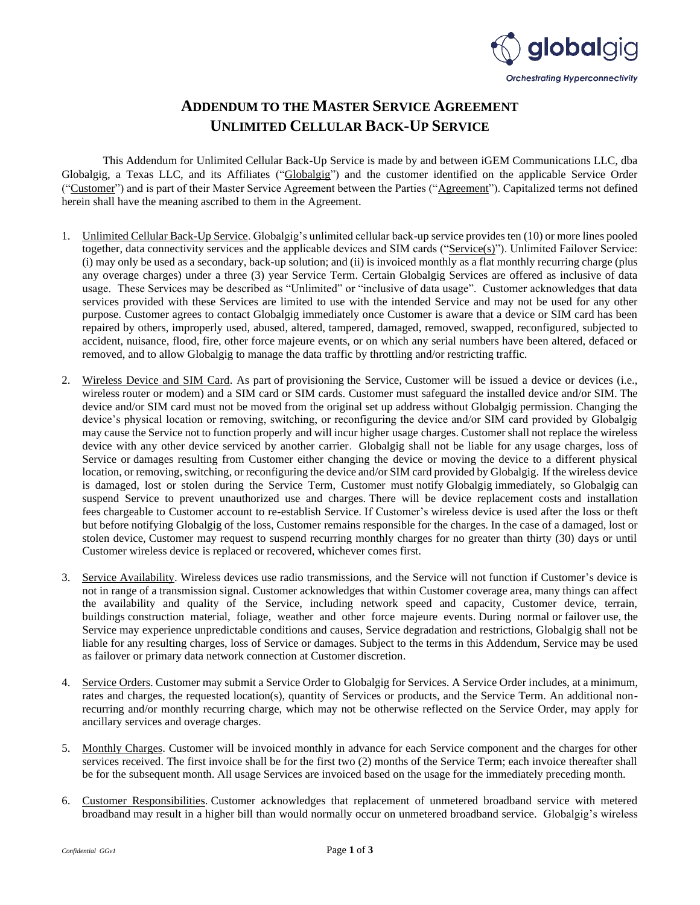# ADDENDUM TO THE MASTER SERVICE AGREEMENT
# UNLIMITED CELLULAR BACK-UP SERVICE

This Addendum for Unlimited Cellular Back-Up Service is made by and between iGEM Communications LLC, dba Globalgig, a Texas LLC, and its Affiliates ("Globalgig") and the customer identified on the applicable Service Order ("Customer") and is part of their Master Service Agreement between the Parties ("Agreement"). Capitalized terms not defined herein shall have the meaning ascribed to them in the Agreement.

1. Unlimited Cellular Back-Up Service. Globalgig's unlimited cellular back-up service provides ten (10) or more lines pooled together, data connectivity services and the applicable devices and SIM cards ("Service(s)"). Unlimited Failover Service: (i) may only be used as a secondary, back-up solution; and (ii) is invoiced monthly as a flat monthly recurring charge (plus any overage charges) under a three (3) year Service Term. Certain Globalgig Services are offered as inclusive of data usage. These Services may be described as "Unlimited" or "inclusive of data usage". Customer acknowledges that data services provided with these Services are limited to use with the intended Service and may not be used for any other purpose. Customer agrees to contact Globalgig immediately once Customer is aware that a device or SIM card has been repaired by others, improperly used, abused, altered, tampered, damaged, removed, swapped, reconfigured, subjected to accident, nuisance, flood, fire, other force majeure events, or on which any serial numbers have been altered, defaced or removed, and to allow Globalgig to manage the data traffic by throttling and/or restricting traffic.

2. Wireless Device and SIM Card. As part of provisioning the Service, Customer will be issued a device or devices (i.e., wireless router or modem) and a SIM card or SIM cards. Customer must safeguard the installed device and/or SIM. The device and/or SIM card must not be moved from the original set up address without Globalgig permission. Changing the device's physical location or removing, switching, or reconfiguring the device and/or SIM card provided by Globalgig may cause the Service not to function properly and will incur higher usage charges. Customer shall not replace the wireless device with any other device serviced by another carrier. Globalgig shall not be liable for any usage charges, loss of Service or damages resulting from Customer either changing the device or moving the device to a different physical location, or removing, switching, or reconfiguring the device and/or SIM card provided by Globalgig. If the wireless device is damaged, lost or stolen during the Service Term, Customer must notify Globalgig immediately, so Globalgig can suspend Service to prevent unauthorized use and charges. There will be device replacement costs and installation fees chargeable to Customer account to re-establish Service. If Customer's wireless device is used after the loss or theft but before notifying Globalgig of the loss, Customer remains responsible for the charges. In the case of a damaged, lost or stolen device, Customer may request to suspend recurring monthly charges for no greater than thirty (30) days or until Customer wireless device is replaced or recovered, whichever comes first.

3. Service Availability. Wireless devices use radio transmissions, and the Service will not function if Customer's device is not in range of a transmission signal. Customer acknowledges that within Customer coverage area, many things can affect the availability and quality of the Service, including network speed and capacity, Customer device, terrain, buildings construction material, foliage, weather and other force majeure events. During normal or failover use, the Service may experience unpredictable conditions and causes, Service degradation and restrictions, Globalgig shall not be liable for any resulting charges, loss of Service or damages. Subject to the terms in this Addendum, Service may be used as failover or primary data network connection at Customer discretion.

4. Service Orders. Customer may submit a Service Order to Globalgig for Services. A Service Order includes, at a minimum, rates and charges, the requested location(s), quantity of Services or products, and the Service Term. An additional non-recurring and/or monthly recurring charge, which may not be otherwise reflected on the Service Order, may apply for ancillary services and overage charges.

5. Monthly Charges. Customer will be invoiced monthly in advance for each Service component and the charges for other services received. The first invoice shall be for the first two (2) months of the Service Term; each invoice thereafter shall be for the subsequent month. All usage Services are invoiced based on the usage for the immediately preceding month.

6. Customer Responsibilities. Customer acknowledges that replacement of unmetered broadband service with metered broadband may result in a higher bill than would normally occur on unmetered broadband service. Globalgig's wireless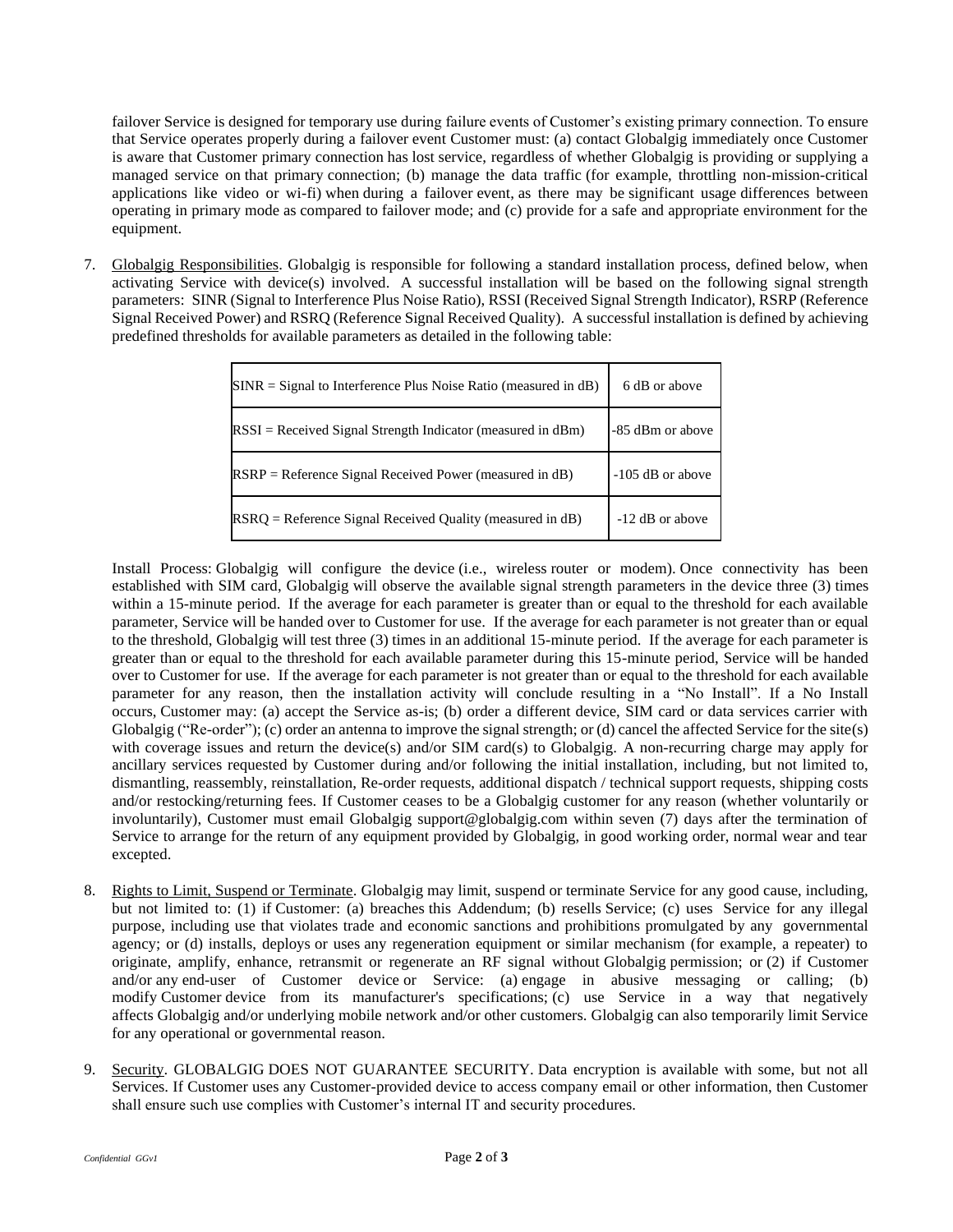failover Service is designed for temporary use during failure events of Customer's existing primary connection. To ensure that Service operates properly during a failover event Customer must: (a) contact Globalgig immediately once Customer is aware that Customer primary connection has lost service, regardless of whether Globalgig is providing or supplying a managed service on that primary connection; (b) manage the data traffic (for example, throttling non-mission-critical applications like video or wi-fi) when during a failover event, as there may be significant usage differences between operating in primary mode as compared to failover mode; and (c) provide for a safe and appropriate environment for the equipment.

7. Globalgig Responsibilities. Globalgig is responsible for following a standard installation process, defined below, when activating Service with device(s) involved. A successful installation will be based on the following signal strength parameters: SINR (Signal to Interference Plus Noise Ratio), RSSI (Received Signal Strength Indicator), RSRP (Reference Signal Received Power) and RSRQ (Reference Signal Received Quality). A successful installation is defined by achieving predefined thresholds for available parameters as detailed in the following table:

| | |
|---|---|
| SINR = Signal to Interference Plus Noise Ratio (measured in dB) | 6 dB or above |
| RSSI = Received Signal Strength Indicator (measured in dBm) | -85 dBm or above |
| RSRP = Reference Signal Received Power (measured in dB) | -105 dB or above |
| RSRQ = Reference Signal Received Quality (measured in dB) | -12 dB or above |

Install Process: Globalgig will configure the device (i.e., wireless router or modem). Once connectivity has been established with SIM card, Globalgig will observe the available signal strength parameters in the device three (3) times within a 15-minute period. If the average for each parameter is greater than or equal to the threshold for each available parameter, Service will be handed over to Customer for use. If the average for each parameter is not greater than or equal to the threshold, Globalgig will test three (3) times in an additional 15-minute period. If the average for each parameter is greater than or equal to the threshold for each available parameter during this 15-minute period, Service will be handed over to Customer for use. If the average for each parameter is not greater than or equal to the threshold for each available parameter for any reason, then the installation activity will conclude resulting in a "No Install". If a No Install occurs, Customer may: (a) accept the Service as-is; (b) order a different device, SIM card or data services carrier with Globalgig ("Re-order"); (c) order an antenna to improve the signal strength; or (d) cancel the affected Service for the site(s) with coverage issues and return the device(s) and/or SIM card(s) to Globalgig. A non-recurring charge may apply for ancillary services requested by Customer during and/or following the initial installation, including, but not limited to, dismantling, reassembly, reinstallation, Re-order requests, additional dispatch / technical support requests, shipping costs and/or restocking/returning fees. If Customer ceases to be a Globalgig customer for any reason (whether voluntarily or involuntarily), Customer must email Globalgig support@globalgig.com within seven (7) days after the termination of Service to arrange for the return of any equipment provided by Globalgig, in good working order, normal wear and tear excepted.

8. Rights to Limit, Suspend or Terminate. Globalgig may limit, suspend or terminate Service for any good cause, including, but not limited to: (1) if Customer: (a) breaches this Addendum; (b) resells Service; (c) uses Service for any illegal purpose, including use that violates trade and economic sanctions and prohibitions promulgated by any governmental agency; or (d) installs, deploys or uses any regeneration equipment or similar mechanism (for example, a repeater) to originate, amplify, enhance, retransmit or regenerate an RF signal without Globalgig permission; or (2) if Customer and/or any end-user of Customer device or Service: (a) engage in abusive messaging or calling; (b) modify Customer device from its manufacturer's specifications; (c) use Service in a way that negatively affects Globalgig and/or underlying mobile network and/or other customers. Globalgig can also temporarily limit Service for any operational or governmental reason.

9. Security. GLOBALGIG DOES NOT GUARANTEE SECURITY. Data encryption is available with some, but not all Services. If Customer uses any Customer-provided device to access company email or other information, then Customer shall ensure such use complies with Customer's internal IT and security procedures.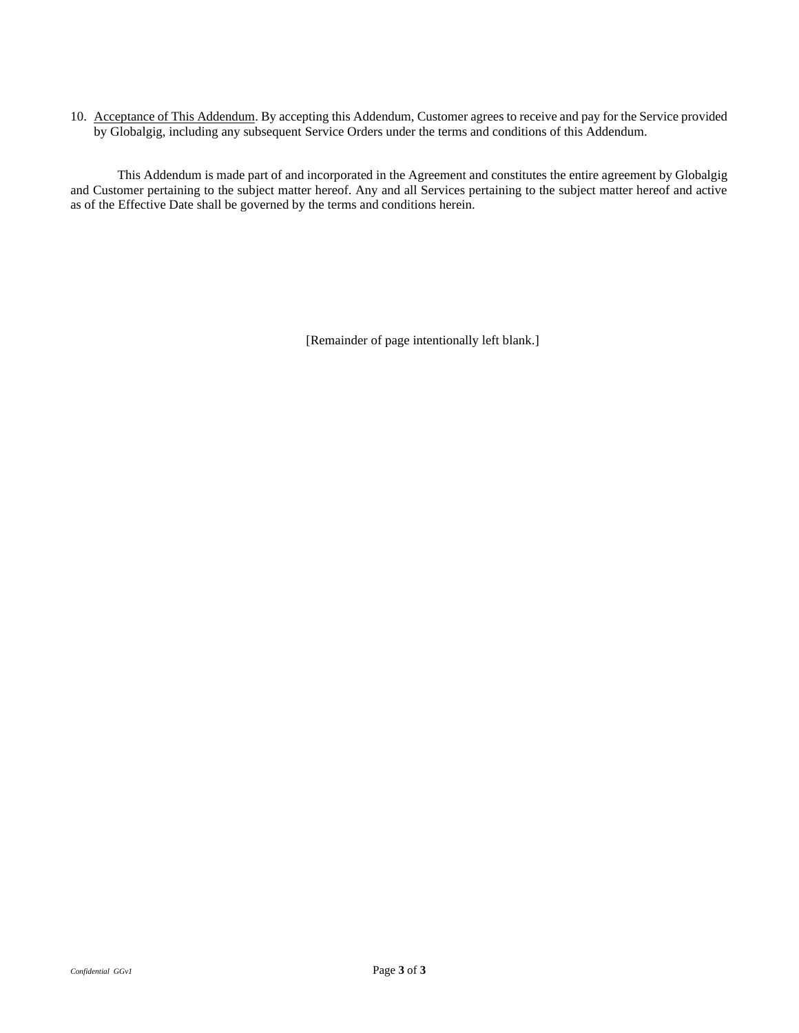10. <u>Acceptance of This Addendum</u>. By accepting this Addendum, Customer agrees to receive and pay for the Service provided by Globalgig, including any subsequent Service Orders under the terms and conditions of this Addendum.

This Addendum is made part of and incorporated in the Agreement and constitutes the entire agreement by Globalgig and Customer pertaining to the subject matter hereof. Any and all Services pertaining to the subject matter hereof and active as of the Effective Date shall be governed by the terms and conditions herein.

[Remainder of page intentionally left blank.]